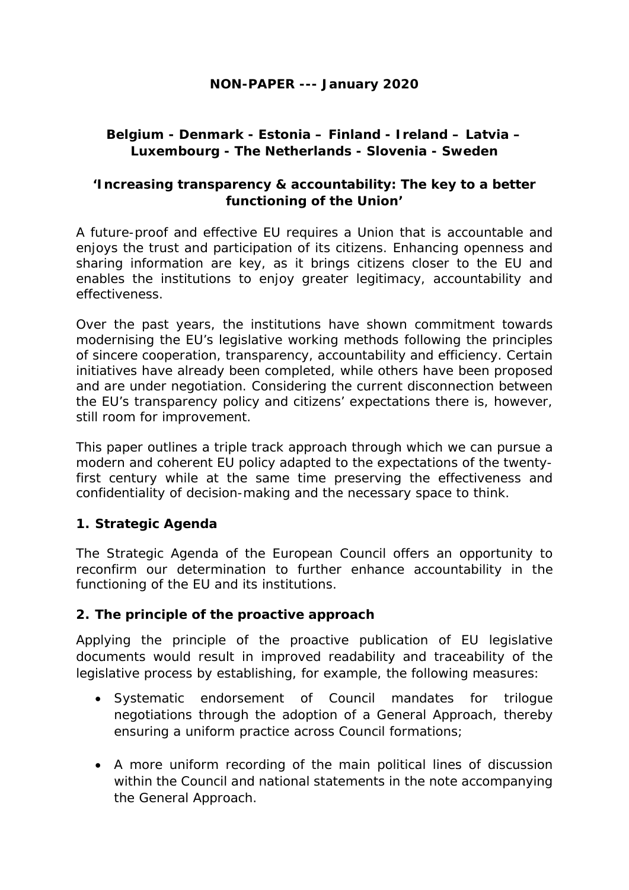**NON-PAPER --- January 2020**

**Belgium - Denmark - Estonia – Finland - Ireland – Latvia – Luxembourg - The Netherlands - Slovenia - Sweden**

**'Increasing transparency & accountability: The key to a better functioning of the Union'**

A future-proof and effective EU requires a Union that is accountable and enjoys the trust and participation of its citizens. Enhancing openness and sharing information are key, as it brings citizens closer to the EU and enables the institutions to enjoy greater legitimacy, accountability and effectiveness.

Over the past years, the institutions have shown commitment towards modernising the EU's legislative working methods following the principles of sincere cooperation, transparency, accountability and efficiency. Certain initiatives have already been completed, while others have been proposed and are under negotiation. Considering the current disconnection between the EU's transparency policy and citizens' expectations there is, however, still room for improvement.

This paper outlines a triple track approach through which we can pursue a modern and coherent EU policy adapted to the expectations of the twenty-first century while at the same time preserving the effectiveness and confidentiality of decision-making and the necessary space to think.

## 1. Strategic Agenda

The Strategic Agenda of the European Council offers an opportunity to reconfirm our determination to further enhance accountability in the functioning of the EU and its institutions.

## 2. The principle of the proactive approach

Applying the principle of the proactive publication of EU legislative documents would result in improved readability and traceability of the legislative process by establishing, for example, the following measures:

- Systematic endorsement of Council mandates for trilogue negotiations through the adoption of a General Approach, thereby ensuring a uniform practice across Council formations;
- A more uniform recording of the main political lines of discussion within the Council and national statements in the note accompanying the General Approach.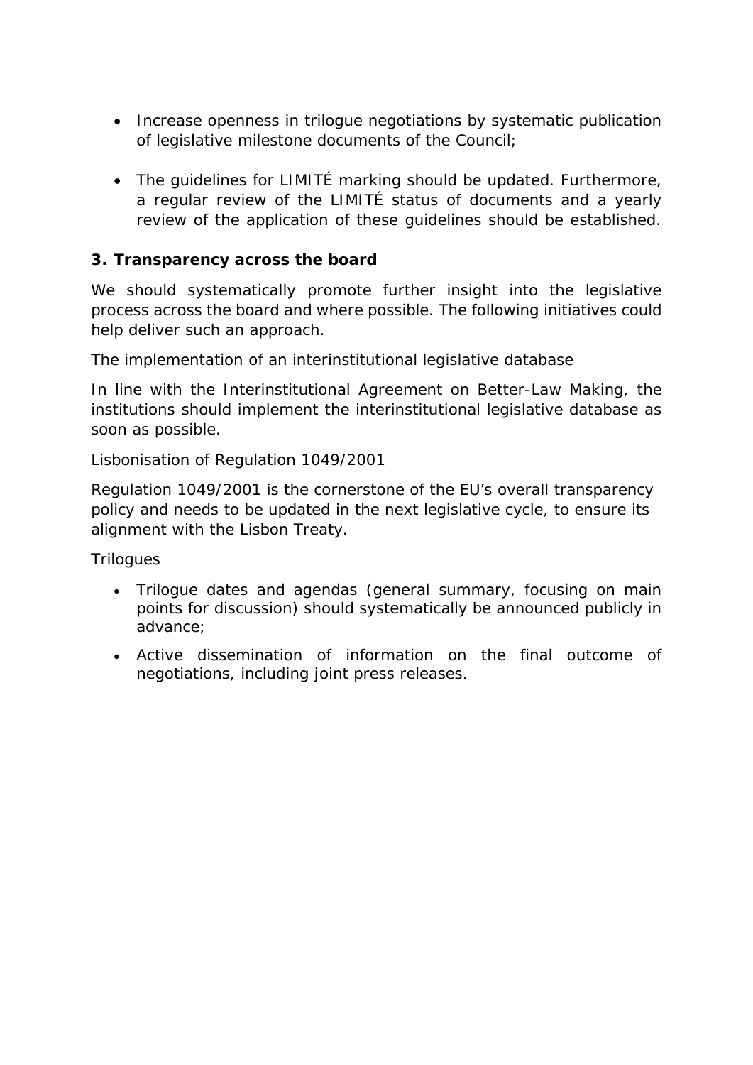- Increase openness in trilogue negotiations by systematic publication of legislative milestone documents of the Council;
- The guidelines for LIMITÉ marking should be updated. Furthermore, a regular review of the LIMITÉ status of documents and a yearly review of the application of these guidelines should be established.

### 3. Transparency across the board

We should systematically promote further insight into the legislative process across the board and where possible. The following initiatives could help deliver such an approach.

The implementation of an interinstitutional legislative database

In line with the Interinstitutional Agreement on Better-Law Making, the institutions should implement the interinstitutional legislative database as soon as possible.

Lisbonisation of Regulation 1049/2001

Regulation 1049/2001 is the cornerstone of the EU's overall transparency policy and needs to be updated in the next legislative cycle, to ensure its alignment with the Lisbon Treaty.

Trilogues

- Trilogue dates and agendas (general summary, focusing on main points for discussion) should systematically be announced publicly in advance;
- Active dissemination of information on the final outcome of negotiations, including joint press releases.